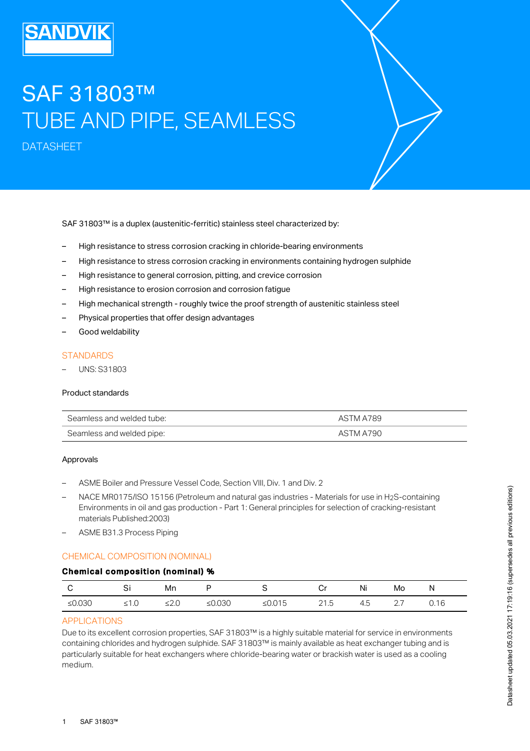# SAF 31803™ TUBE AND PIPE, SEAMLESS

DATASHEET

SAF 31803™ is a duplex (austenitic-ferritic) stainless steel characterized by:

- High resistance to stress corrosion cracking in chloride-bearing environments
- High resistance to stress corrosion cracking in environments containing hydrogen sulphide
- High resistance to general corrosion, pitting, and crevice corrosion
- High resistance to erosion corrosion and corrosion fatigue
- High mechanical strength - roughly twice the proof strength of austenitic stainless steel
- Physical properties that offer design advantages
- Good weldability

## STANDARDS

- UNS: S31803

### Product standards

| Seamless and welded tube: | ASTM A789 |
|---|---|
| Seamless and welded pipe: | ASTM A790 |

### Approvals

- ASME Boiler and Pressure Vessel Code, Section VIII, Div. 1 and Div. 2
- NACE MR0175/ISO 15156 (Petroleum and natural gas industries - Materials for use in $H_2S$-containing Environments in oil and gas production - Part 1: General principles for selection of cracking-resistant materials Published:2003)
- ASME B31.3 Process Piping

## CHEMICAL COMPOSITION (NOMINAL)

**Chemical composition (nominal) %**

| C | Si | Mn | P | S | Cr | Ni | Mo | N |
|---|---|---|---|---|---|---|---|---|
| ≤0.030 | ≤1.0 | ≤2.0 | ≤0.030 | ≤0.015 | 21.5 | 4.5 | 2.7 | 0.16 |

## APPLICATIONS

Due to its excellent corrosion properties, SAF 31803™ is a highly suitable material for service in environments containing chlorides and hydrogen sulphide. SAF 31803™ is mainly available as heat exchanger tubing and is particularly suitable for heat exchangers where chloride-bearing water or brackish water is used as a cooling medium.

Datasheet updated 05.03.2021 17:19:16 (supersedes all previous editions)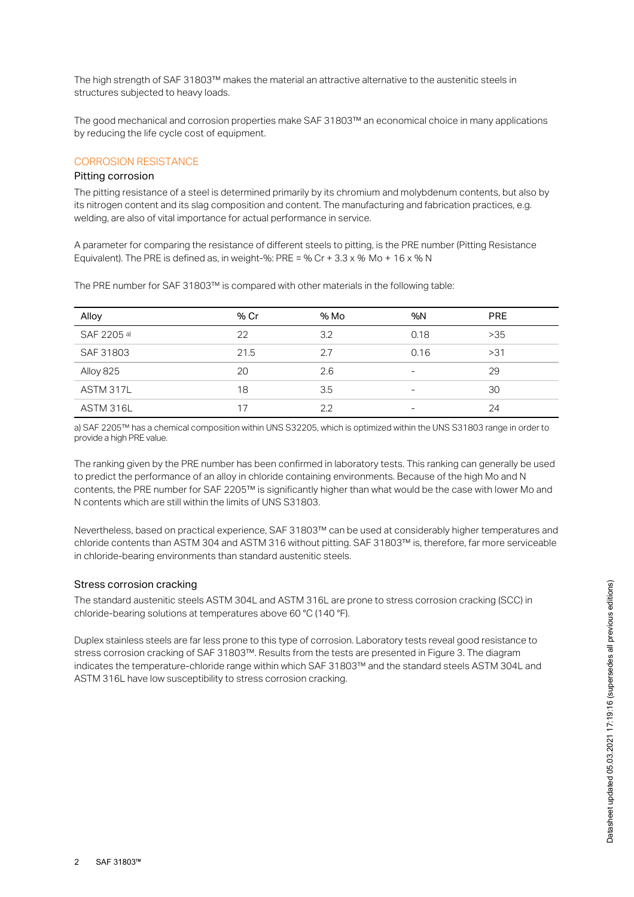The high strength of SAF 31803™ makes the material an attractive alternative to the austenitic steels in structures subjected to heavy loads.

The good mechanical and corrosion properties make SAF 31803™ an economical choice in many applications by reducing the life cycle cost of equipment.

## CORROSION RESISTANCE

### Pitting corrosion

The pitting resistance of a steel is determined primarily by its chromium and molybdenum contents, but also by its nitrogen content and its slag composition and content. The manufacturing and fabrication practices, e.g. welding, are also of vital importance for actual performance in service.

A parameter for comparing the resistance of different steels to pitting, is the PRE number (Pitting Resistance Equivalent). The PRE is defined as, in weight-%: PRE = % Cr + 3.3 x % Mo + 16 x % N

The PRE number for SAF 31803™ is compared with other materials in the following table:

| Alloy | % Cr | % Mo | %N | PRE |
|---|---|---|---|---|
| SAF 2205 a) | 22 | 3.2 | 0.18 | >35 |
| SAF 31803 | 21.5 | 2.7 | 0.16 | >31 |
| Alloy 825 | 20 | 2.6 | - | 29 |
| ASTM 317L | 18 | 3.5 | - | 30 |
| ASTM 316L | 17 | 2.2 | - | 24 |

a) SAF 2205™ has a chemical composition within UNS S32205, which is optimized within the UNS S31803 range in order to provide a high PRE value.

The ranking given by the PRE number has been confirmed in laboratory tests. This ranking can generally be used to predict the performance of an alloy in chloride containing environments. Because of the high Mo and N contents, the PRE number for SAF 2205™ is significantly higher than what would be the case with lower Mo and N contents which are still within the limits of UNS S31803.

Nevertheless, based on practical experience, SAF 31803™ can be used at considerably higher temperatures and chloride contents than ASTM 304 and ASTM 316 without pitting. SAF 31803™ is, therefore, far more serviceable in chloride-bearing environments than standard austenitic steels.

### Stress corrosion cracking

The standard austenitic steels ASTM 304L and ASTM 316L are prone to stress corrosion cracking (SCC) in chloride-bearing solutions at temperatures above 60 °C (140 °F).

Duplex stainless steels are far less prone to this type of corrosion. Laboratory tests reveal good resistance to stress corrosion cracking of SAF 31803™. Results from the tests are presented in Figure 3. The diagram indicates the temperature-chloride range within which SAF 31803™ and the standard steels ASTM 304L and ASTM 316L have low susceptibility to stress corrosion cracking.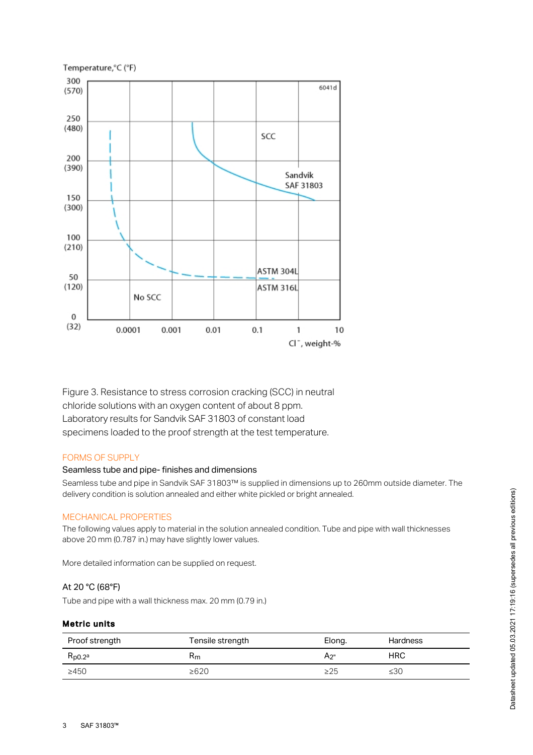Figure 3. Resistance to stress corrosion cracking (SCC) in neutral chloride solutions with an oxygen content of about 8 ppm. Laboratory results for Sandvik SAF 31803 of constant load specimens loaded to the proof strength at the test temperature.

## FORMS OF SUPPLY

### Seamless tube and pipe- finishes and dimensions

Seamless tube and pipe in Sandvik SAF 31803™ is supplied in dimensions up to 260mm outside diameter. The delivery condition is solution annealed and either white pickled or bright annealed.

## MECHANICAL PROPERTIES

The following values apply to material in the solution annealed condition. Tube and pipe with wall thicknesses above 20 mm (0.787 in.) may have slightly lower values.

More detailed information can be supplied on request.

### At 20 °C (68°F)

Tube and pipe with a wall thickness max. 20 mm (0.79 in.)

**Metric units**

| Proof strength | Tensile strength | Elong. | Hardness |
|---|---|---|---|
| $R_{p0.2}$[a] | $R_m$ | $A_{2"}$ | HRC |
| ≥450 | ≥620 | ≥25 | ≤30 |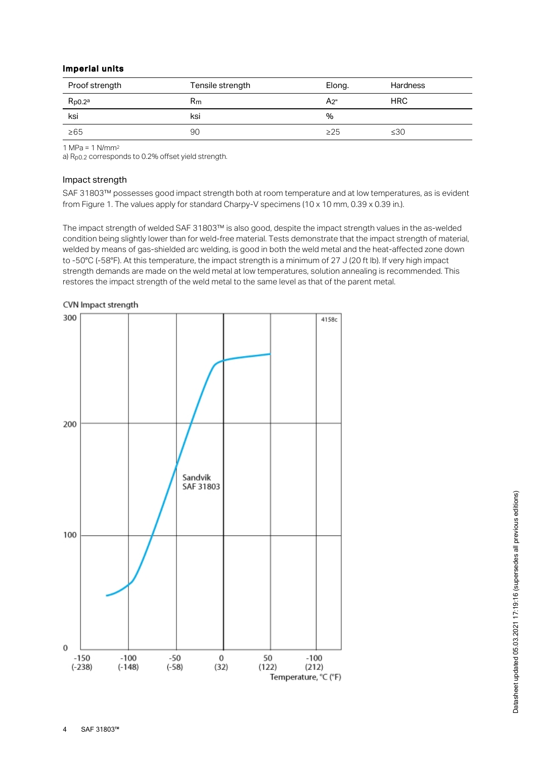**Imperial units**

| Proof strength | Tensile strength | Elong. | Hardness |
|---|---|---|---|
| $R_{p0.2}$[a] | $R_m$ | $A_{2"}$ | HRC |
| ksi | ksi | % | |
| ≥65 | 90 | ≥25 | ≤30 |

1 MPa = 1 N/mm²

a) $R_{p0.2}$ corresponds to 0.2% offset yield strength.

## Impact strength

SAF 31803™ possesses good impact strength both at room temperature and at low temperatures, as is evident from Figure 1. The values apply for standard Charpy-V specimens (10 x 10 mm, 0.39 x 0.39 in.).

The impact strength of welded SAF 31803™ is also good, despite the impact strength values in the as-welded condition being slightly lower than for weld-free material. Tests demonstrate that the impact strength of material, welded by means of gas-shielded arc welding, is good in both the weld metal and the heat-affected zone down to -50°C (-58°F). At this temperature, the impact strength is a minimum of 27 J (20 ft lb). If very high impact strength demands are made on the weld metal at low temperatures, solution annealing is recommended. This restores the impact strength of the weld metal to the same level as that of the parent metal.

CVN Impact strength

4158c

Sandvik SAF 31803

Temperature, °C (°F)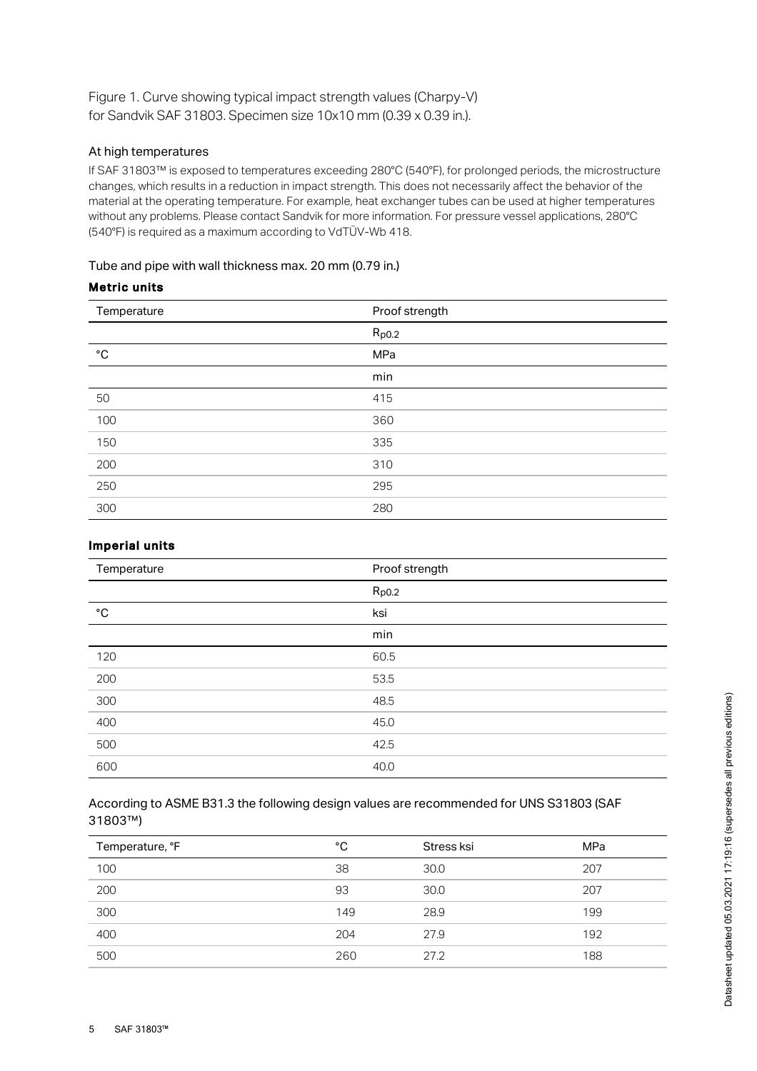Figure 1. Curve showing typical impact strength values (Charpy-V) for Sandvik SAF 31803. Specimen size 10x10 mm (0.39 x 0.39 in.).

### At high temperatures

If SAF 31803™ is exposed to temperatures exceeding 280°C (540°F), for prolonged periods, the microstructure changes, which results in a reduction in impact strength. This does not necessarily affect the behavior of the material at the operating temperature. For example, heat exchanger tubes can be used at higher temperatures without any problems. Please contact Sandvik for more information. For pressure vessel applications, 280°C (540°F) is required as a maximum according to VdTÜV-Wb 418.

### Tube and pipe with wall thickness max. 20 mm (0.79 in.)

**Metric units**

| Temperature | Proof strength |
|---|---|
| | $R_{p0.2}$ |
| °C | MPa |
| | min |
| 50 | 415 |
| 100 | 360 |
| 150 | 335 |
| 200 | 310 |
| 250 | 295 |
| 300 | 280 |

**Imperial units**

| Temperature | Proof strength |
|---|---|
| | $R_{p0.2}$ |
| °C | ksi |
| | min |
| 120 | 60.5 |
| 200 | 53.5 |
| 300 | 48.5 |
| 400 | 45.0 |
| 500 | 42.5 |
| 600 | 40.0 |

### According to ASME B31.3 the following design values are recommended for UNS S31803 (SAF 31803™)

| Temperature, °F | °C | Stress ksi | MPa |
|---|---|---|---|
| 100 | 38 | 30.0 | 207 |
| 200 | 93 | 30.0 | 207 |
| 300 | 149 | 28.9 | 199 |
| 400 | 204 | 27.9 | 192 |
| 500 | 260 | 27.2 | 188 |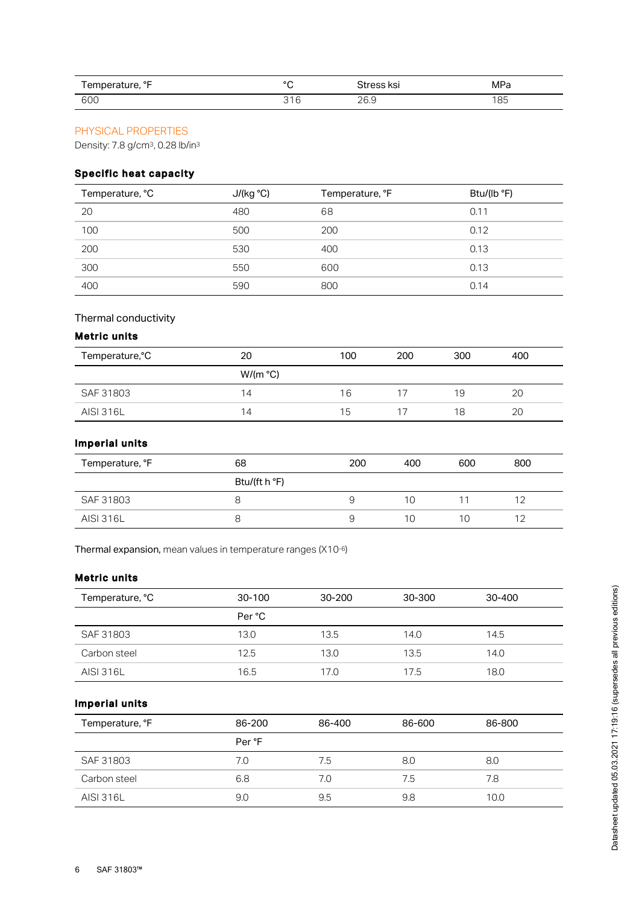| Temperature, °F | °C | Stress ksi | MPa |
|---|---|---|---|
| 600 | 316 | 26.9 | 185 |

PHYSICAL PROPERTIES

Density: 7.8 g/cm$^3$, 0.28 lb/in$^3$

**Specific heat capacity**

| Temperature, °C | J/(kg °C) | Temperature, °F | Btu/(lb °F) |
|---|---|---|---|
| 20 | 480 | 68 | 0.11 |
| 100 | 500 | 200 | 0.12 |
| 200 | 530 | 400 | 0.13 |
| 300 | 550 | 600 | 0.13 |
| 400 | 590 | 800 | 0.14 |

Thermal conductivity

**Metric units**

| Temperature,°C | 20 | 100 | 200 | 300 | 400 |
|---|---|---|---|---|---|
| | W/(m °C) | | | | |
| SAF 31803 | 14 | 16 | 17 | 19 | 20 |
| AISI 316L | 14 | 15 | 17 | 18 | 20 |

**Imperial units**

| Temperature, °F | 68 | 200 | 400 | 600 | 800 |
|---|---|---|---|---|---|
| | Btu/(ft h °F) | | | | |
| SAF 31803 | 8 | 9 | 10 | 11 | 12 |
| AISI 316L | 8 | 9 | 10 | 10 | 12 |

Thermal expansion, mean values in temperature ranges (X10$^{-6}$)

**Metric units**

| Temperature, °C | 30-100 | 30-200 | 30-300 | 30-400 |
|---|---|---|---|---|
| | Per °C | | | |
| SAF 31803 | 13.0 | 13.5 | 14.0 | 14.5 |
| Carbon steel | 12.5 | 13.0 | 13.5 | 14.0 |
| AISI 316L | 16.5 | 17.0 | 17.5 | 18.0 |

**Imperial units**

| Temperature, °F | 86-200 | 86-400 | 86-600 | 86-800 |
|---|---|---|---|---|
| | Per °F | | | |
| SAF 31803 | 7.0 | 7.5 | 8.0 | 8.0 |
| Carbon steel | 6.8 | 7.0 | 7.5 | 7.8 |
| AISI 316L | 9.0 | 9.5 | 9.8 | 10.0 |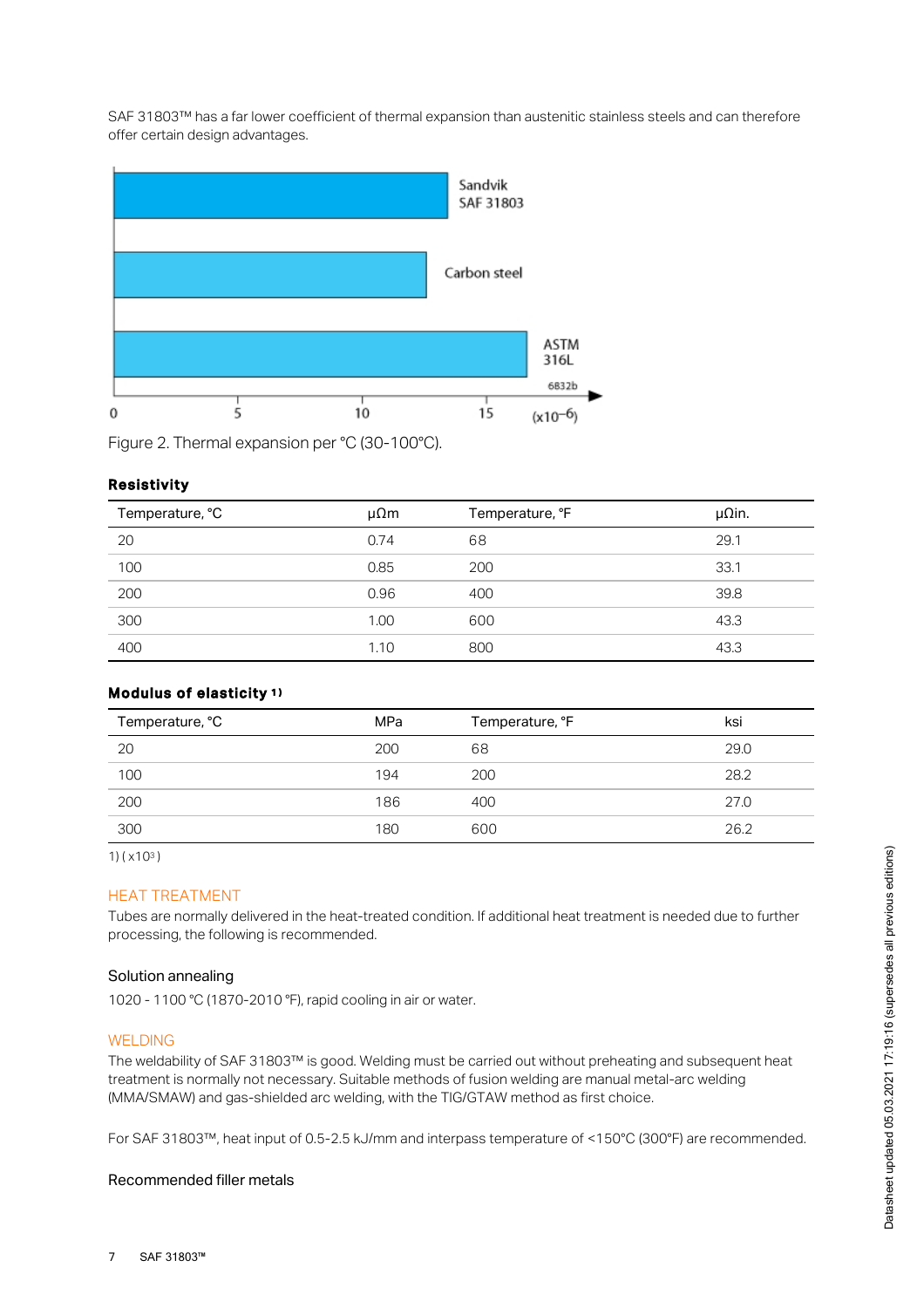SAF 31803™ has a far lower coefficient of thermal expansion than austenitic stainless steels and can therefore offer certain design advantages.

Figure 2. Thermal expansion per °C (30-100°C).

### Resistivity

| Temperature, °C | μΩm | Temperature, °F | μΩin. |
|---|---|---|---|
| 20 | 0.74 | 68 | 29.1 |
| 100 | 0.85 | 200 | 33.1 |
| 200 | 0.96 | 400 | 39.8 |
| 300 | 1.00 | 600 | 43.3 |
| 400 | 1.10 | 800 | 43.3 |

### Modulus of elasticity 1)

| Temperature, °C | MPa | Temperature, °F | ksi |
|---|---|---|---|
| 20 | 200 | 68 | 29.0 |
| 100 | 194 | 200 | 28.2 |
| 200 | 186 | 400 | 27.0 |
| 300 | 180 | 600 | 26.2 |

1) ( $x10^3$ )

## HEAT TREATMENT

Tubes are normally delivered in the heat-treated condition. If additional heat treatment is needed due to further processing, the following is recommended.

### Solution annealing

1020 - 1100 °C (1870-2010 °F), rapid cooling in air or water.

## WELDING

The weldability of SAF 31803™ is good. Welding must be carried out without preheating and subsequent heat treatment is normally not necessary. Suitable methods of fusion welding are manual metal-arc welding (MMA/SMAW) and gas-shielded arc welding, with the TIG/GTAW method as first choice.

For SAF 31803™, heat input of 0.5-2.5 kJ/mm and interpass temperature of <150°C (300°F) are recommended.

### Recommended filler metals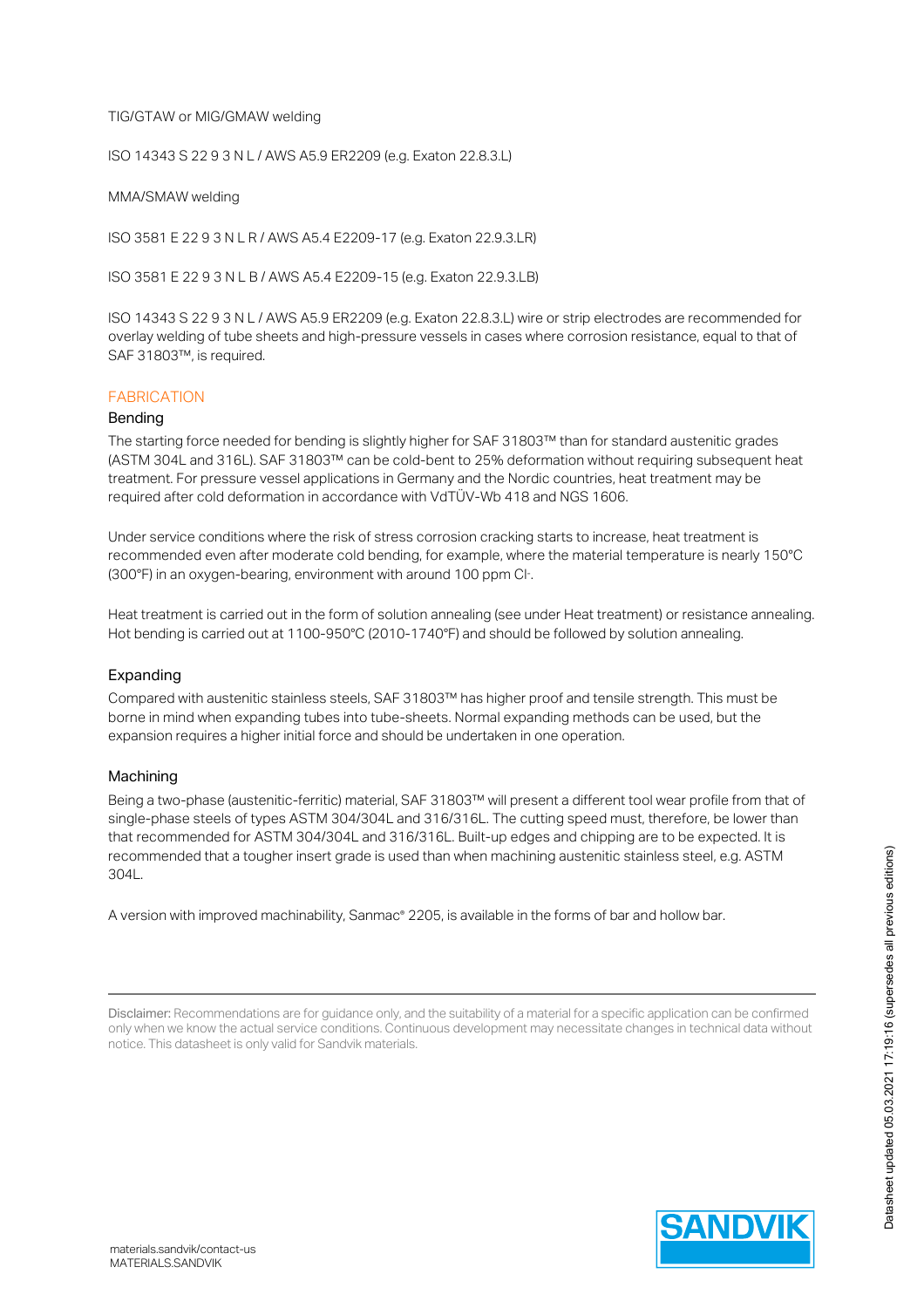TIG/GTAW or MIG/GMAW welding

ISO 14343 S 22 9 3 N L / AWS A5.9 ER2209 (e.g. Exaton 22.8.3.L)

MMA/SMAW welding

ISO 3581 E 22 9 3 N L R / AWS A5.4 E2209-17 (e.g. Exaton 22.9.3.LR)

ISO 3581 E 22 9 3 N L B / AWS A5.4 E2209-15 (e.g. Exaton 22.9.3.LB)

ISO 14343 S 22 9 3 N L / AWS A5.9 ER2209 (e.g. Exaton 22.8.3.L) wire or strip electrodes are recommended for overlay welding of tube sheets and high-pressure vessels in cases where corrosion resistance, equal to that of SAF 31803™, is required.

## FABRICATION

### Bending

The starting force needed for bending is slightly higher for SAF 31803™ than for standard austenitic grades (ASTM 304L and 316L). SAF 31803™ can be cold-bent to 25% deformation without requiring subsequent heat treatment. For pressure vessel applications in Germany and the Nordic countries, heat treatment may be required after cold deformation in accordance with VdTÜV-Wb 418 and NGS 1606.

Under service conditions where the risk of stress corrosion cracking starts to increase, heat treatment is recommended even after moderate cold bending, for example, where the material temperature is nearly 150°C (300°F) in an oxygen-bearing, environment with around 100 ppm $Cl^-$.

Heat treatment is carried out in the form of solution annealing (see under Heat treatment) or resistance annealing. Hot bending is carried out at 1100-950°C (2010-1740°F) and should be followed by solution annealing.

### Expanding

Compared with austenitic stainless steels, SAF 31803™ has higher proof and tensile strength. This must be borne in mind when expanding tubes into tube-sheets. Normal expanding methods can be used, but the expansion requires a higher initial force and should be undertaken in one operation.

### Machining

Being a two-phase (austenitic-ferritic) material, SAF 31803™ will present a different tool wear profile from that of single-phase steels of types ASTM 304/304L and 316/316L. The cutting speed must, therefore, be lower than that recommended for ASTM 304/304L and 316/316L. Built-up edges and chipping are to be expected. It is recommended that a tougher insert grade is used than when machining austenitic stainless steel, e.g. ASTM 304L.

A version with improved machinability, Sanmac® 2205, is available in the forms of bar and hollow bar.

---

**Disclaimer:** Recommendations are for guidance only, and the suitability of a material for a specific application can be confirmed only when we know the actual service conditions. Continuous development may necessitate changes in technical data without notice. This datasheet is only valid for Sandvik materials.